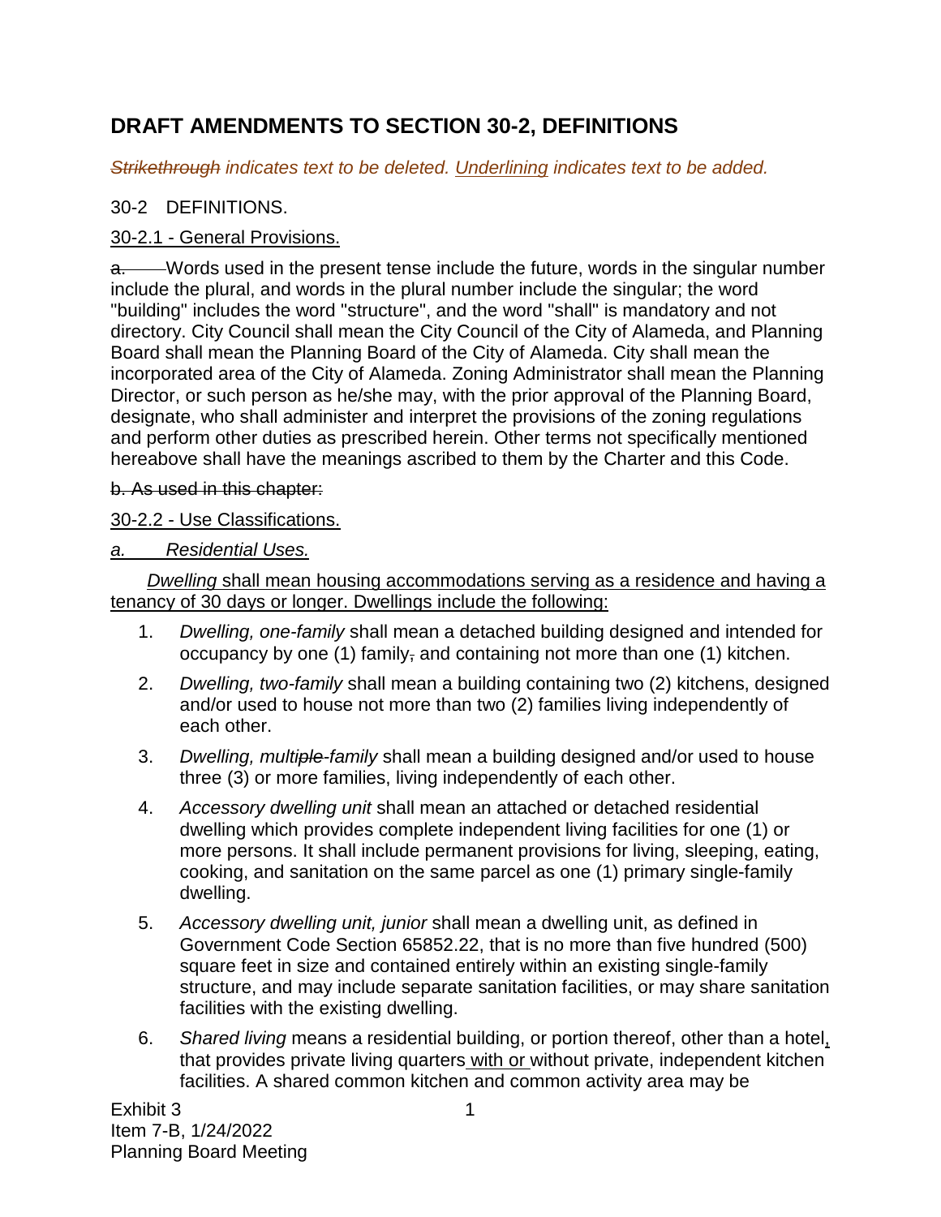# DRAFT AMENDMENTS TO SECTION 30-2, DEFINITIONS

*~~Strikethrough~~ indicates text to be deleted. <u>Underlining</u> indicates text to be added.*

30-2 DEFINITIONS.

<u>30-2.1 - General Provisions.</u>

~~a.~~ Words used in the present tense include the future, words in the singular number include the plural, and words in the plural number include the singular; the word "building" includes the word "structure", and the word "shall" is mandatory and not directory. City Council shall mean the City Council of the City of Alameda, and Planning Board shall mean the Planning Board of the City of Alameda. City shall mean the incorporated area of the City of Alameda. Zoning Administrator shall mean the Planning Director, or such person as he/she may, with the prior approval of the Planning Board, designate, who shall administer and interpret the provisions of the zoning regulations and perform other duties as prescribed herein. Other terms not specifically mentioned hereabove shall have the meanings ascribed to them by the Charter and this Code.

~~b. As used in this chapter:~~

<u>30-2.2 - Use Classifications.</u>

<u>*a. Residential Uses.*</u>

<u>*Dwelling* shall mean housing accommodations serving as a residence and having a tenancy of 30 days or longer. Dwellings include the following:</u>

1. *Dwelling, one-family* shall mean a detached building designed and intended for occupancy by one (1) family~~,~~ and containing not more than one (1) kitchen.
2. *Dwelling, two-family* shall mean a building containing two (2) kitchens, designed and/or used to house not more than two (2) families living independently of each other.
3. *Dwelling, multi~~ple~~-family* shall mean a building designed and/or used to house three (3) or more families, living independently of each other.
4. *Accessory dwelling unit* shall mean an attached or detached residential dwelling which provides complete independent living facilities for one (1) or more persons. It shall include permanent provisions for living, sleeping, eating, cooking, and sanitation on the same parcel as one (1) primary single-family dwelling.
5. *Accessory dwelling unit, junior* shall mean a dwelling unit, as defined in Government Code Section 65852.22, that is no more than five hundred (500) square feet in size and contained entirely within an existing single-family structure, and may include separate sanitation facilities, or may share sanitation facilities with the existing dwelling.
6. *Shared living* means a residential building, or portion thereof, other than a hotel<u>,</u> that provides private living quarters<u> with or </u>without private, independent kitchen facilities. A shared common kitchen and common activity area may be

Exhibit 3
Item 7-B, 1/24/2022
Planning Board Meeting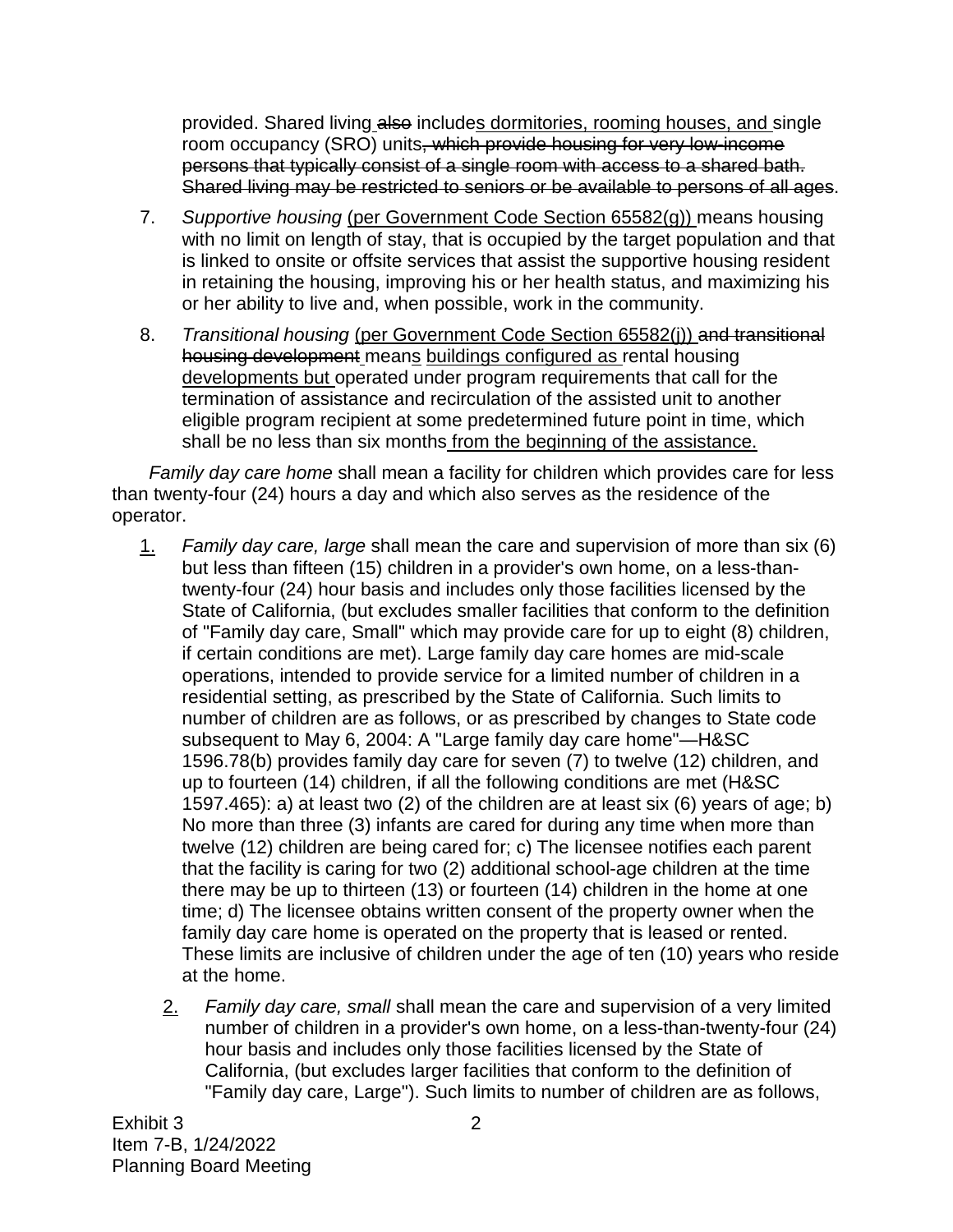provided. Shared living ~~also~~ include<u>s dormitories, rooming houses, and</u> single room occupancy (SRO) units~~, which provide housing for very low-income persons that typically consist of a single room with access to a shared bath. Shared living may be restricted to seniors or be available to persons of all ages~~.

7. *Supportive housing* <u>(per Government Code Section 65582(g))</u> means housing with no limit on length of stay, that is occupied by the target population and that is linked to onsite or offsite services that assist the supportive housing resident in retaining the housing, improving his or her health status, and maximizing his or her ability to live and, when possible, work in the community.

8. *Transitional housing* <u>(per Government Code Section 65582(j))</u> ~~and transitional housing development~~ mean<u>s</u> <u>buildings configured as</u> rental housing <u>developments but</u> operated under program requirements that call for the termination of assistance and recirculation of the assisted unit to another eligible program recipient at some predetermined future point in time, which shall be no less than six months <u>from the beginning of the assistance.</u>

*Family day care home* shall mean a facility for children which provides care for less than twenty-four (24) hours a day and which also serves as the residence of the operator.

<u>1.</u> *Family day care, large* shall mean the care and supervision of more than six (6) but less than fifteen (15) children in a provider's own home, on a less-than-twenty-four (24) hour basis and includes only those facilities licensed by the State of California, (but excludes smaller facilities that conform to the definition of "Family day care, Small" which may provide care for up to eight (8) children, if certain conditions are met). Large family day care homes are mid-scale operations, intended to provide service for a limited number of children in a residential setting, as prescribed by the State of California. Such limits to number of children are as follows, or as prescribed by changes to State code subsequent to May 6, 2004: A "Large family day care home"—H&SC 1596.78(b) provides family day care for seven (7) to twelve (12) children, and up to fourteen (14) children, if all the following conditions are met (H&SC 1597.465): a) at least two (2) of the children are at least six (6) years of age; b) No more than three (3) infants are cared for during any time when more than twelve (12) children are being cared for; c) The licensee notifies each parent that the facility is caring for two (2) additional school-age children at the time there may be up to thirteen (13) or fourteen (14) children in the home at one time; d) The licensee obtains written consent of the property owner when the family day care home is operated on the property that is leased or rented. These limits are inclusive of children under the age of ten (10) years who reside at the home.

<u>2.</u> *Family day care, small* shall mean the care and supervision of a very limited number of children in a provider's own home, on a less-than-twenty-four (24) hour basis and includes only those facilities licensed by the State of California, (but excludes larger facilities that conform to the definition of "Family day care, Large"). Such limits to number of children are as follows,

Exhibit 3
Item 7-B, 1/24/2022
Planning Board Meeting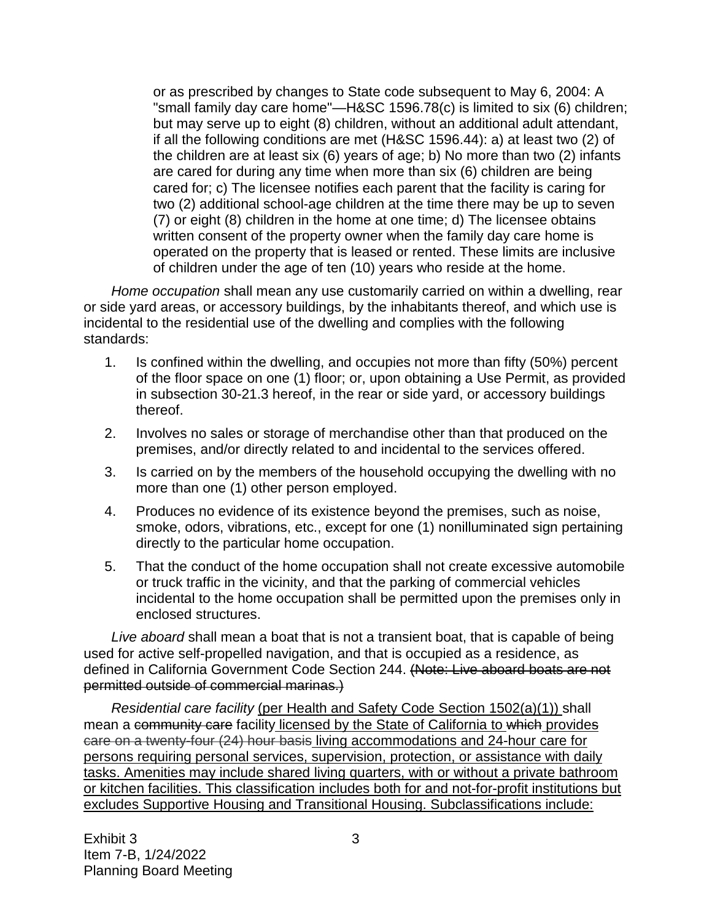or as prescribed by changes to State code subsequent to May 6, 2004: A "small family day care home"—H&SC 1596.78(c) is limited to six (6) children; but may serve up to eight (8) children, without an additional adult attendant, if all the following conditions are met (H&SC 1596.44): a) at least two (2) of the children are at least six (6) years of age; b) No more than two (2) infants are cared for during any time when more than six (6) children are being cared for; c) The licensee notifies each parent that the facility is caring for two (2) additional school-age children at the time there may be up to seven (7) or eight (8) children in the home at one time; d) The licensee obtains written consent of the property owner when the family day care home is operated on the property that is leased or rented. These limits are inclusive of children under the age of ten (10) years who reside at the home.

*Home occupation* shall mean any use customarily carried on within a dwelling, rear or side yard areas, or accessory buildings, by the inhabitants thereof, and which use is incidental to the residential use of the dwelling and complies with the following standards:

1. Is confined within the dwelling, and occupies not more than fifty (50%) percent of the floor space on one (1) floor; or, upon obtaining a Use Permit, as provided in subsection 30-21.3 hereof, in the rear or side yard, or accessory buildings thereof.
2. Involves no sales or storage of merchandise other than that produced on the premises, and/or directly related to and incidental to the services offered.
3. Is carried on by the members of the household occupying the dwelling with no more than one (1) other person employed.
4. Produces no evidence of its existence beyond the premises, such as noise, smoke, odors, vibrations, etc., except for one (1) nonilluminated sign pertaining directly to the particular home occupation.
5. That the conduct of the home occupation shall not create excessive automobile or truck traffic in the vicinity, and that the parking of commercial vehicles incidental to the home occupation shall be permitted upon the premises only in enclosed structures.

*Live aboard* shall mean a boat that is not a transient boat, that is capable of being used for active self-propelled navigation, and that is occupied as a residence, as defined in California Government Code Section 244. ~~(Note: Live aboard boats are not permitted outside of commercial marinas.)~~

*Residential care facility* <u>(per Health and Safety Code Section 1502(a)(1))</u> shall mean a ~~community care~~ facility <u>licensed by the State of California to</u> ~~which~~ <u>provides</u> ~~care on a twenty-four (24) hour basis~~ <u>living accommodations and 24-hour care for persons requiring personal services, supervision, protection, or assistance with daily tasks. Amenities may include shared living quarters, with or without a private bathroom or kitchen facilities. This classification includes both for and not-for-profit institutions but excludes Supportive Housing and Transitional Housing. Subclassifications include:</u>

Exhibit 3
Item 7-B, 1/24/2022
Planning Board Meeting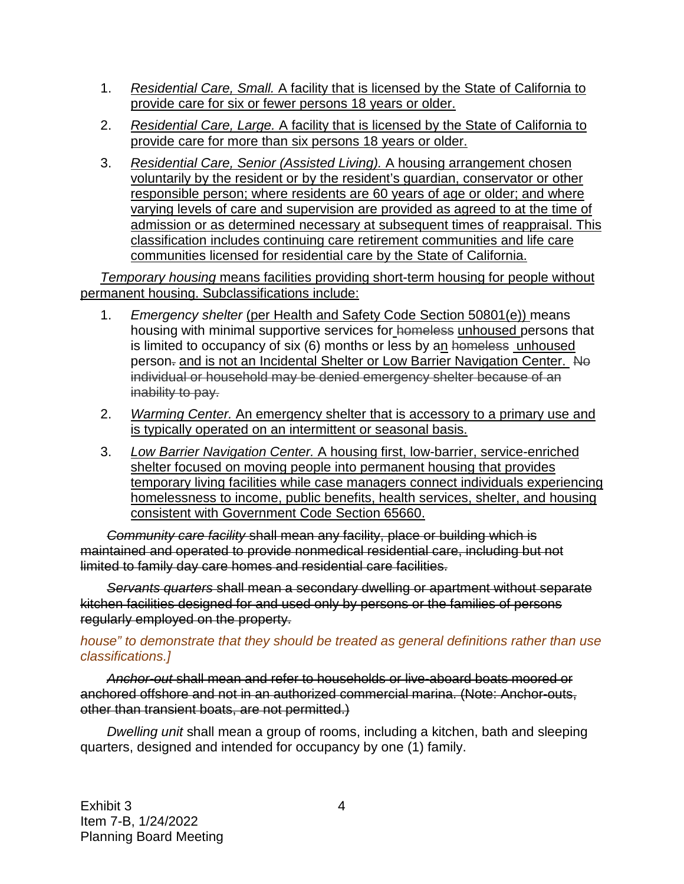1. *Residential Care, Small.* A facility that is licensed by the State of California to provide care for six or fewer persons 18 years or older.

2. *Residential Care, Large.* A facility that is licensed by the State of California to provide care for more than six persons 18 years or older.

3. *Residential Care, Senior (Assisted Living).* A housing arrangement chosen voluntarily by the resident or by the resident's guardian, conservator or other responsible person; where residents are 60 years of age or older; and where varying levels of care and supervision are provided as agreed to at the time of admission or as determined necessary at subsequent times of reappraisal. This classification includes continuing care retirement communities and life care communities licensed for residential care by the State of California.

*Temporary housing* means facilities providing short-term housing for people without permanent housing. Subclassifications include:

1. *Emergency shelter* (per Health and Safety Code Section 50801(e)) means housing with minimal supportive services for ~~homeless~~ unhoused persons that is limited to occupancy of six (6) months or less by an ~~homeless~~ unhoused person~~.~~ and is not an Incidental Shelter or Low Barrier Navigation Center. ~~No individual or household may be denied emergency shelter because of an inability to pay.~~

2. *Warming Center.* An emergency shelter that is accessory to a primary use and is typically operated on an intermittent or seasonal basis.

3. *Low Barrier Navigation Center.* A housing first, low-barrier, service-enriched shelter focused on moving people into permanent housing that provides temporary living facilities while case managers connect individuals experiencing homelessness to income, public benefits, health services, shelter, and housing consistent with Government Code Section 65660.

~~*Community care facility* shall mean any facility, place or building which is maintained and operated to provide nonmedical residential care, including but not limited to family day care homes and residential care facilities.~~

~~*Servants quarters* shall mean a secondary dwelling or apartment without separate kitchen facilities designed for and used only by persons or the families of persons regularly employed on the property.~~

*house" to demonstrate that they should be treated as general definitions rather than use classifications.]*

~~*Anchor-out* shall mean and refer to households or live-aboard boats moored or anchored offshore and not in an authorized commercial marina. (Note: Anchor-outs, other than transient boats, are not permitted.)~~

*Dwelling unit* shall mean a group of rooms, including a kitchen, bath and sleeping quarters, designed and intended for occupancy by one (1) family.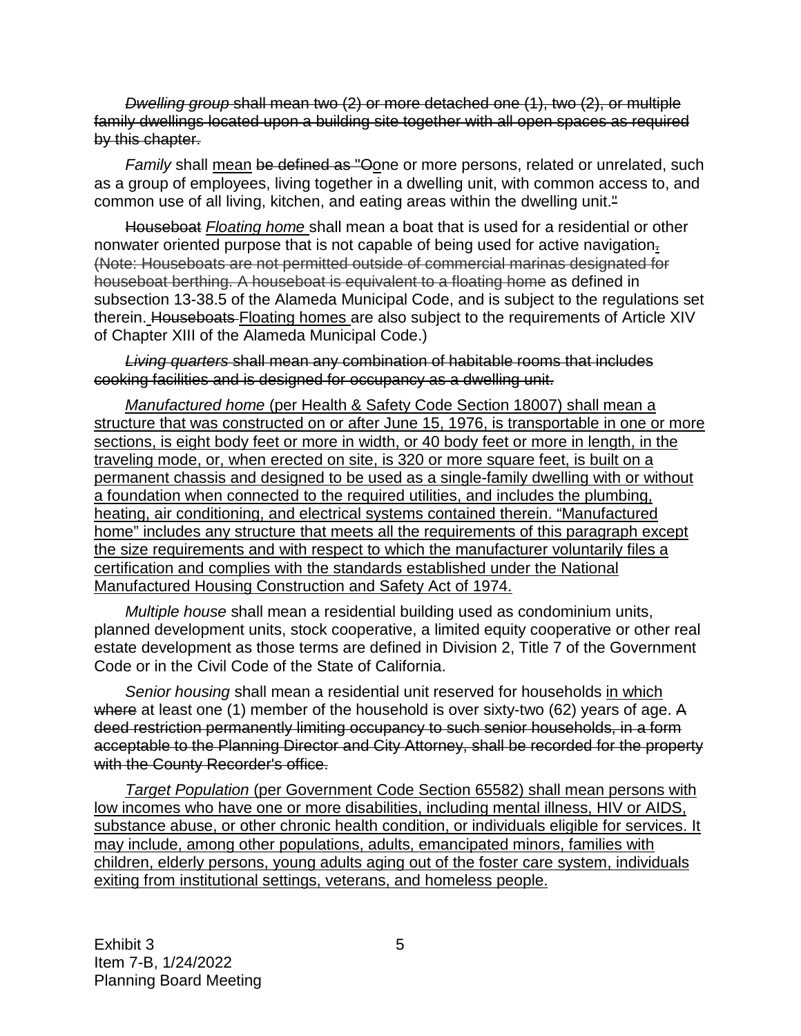~~*Dwelling group* shall mean two (2) or more detached one (1), two (2), or multiple family dwellings located upon a building site together with all open spaces as required by this chapter.~~

*Family* shall <u>mean</u> ~~be defined as "O~~<u>o</u>ne or more persons, related or unrelated, such as a group of employees, living together in a dwelling unit, with common access to, and common use of all living, kitchen, and eating areas within the dwelling unit.~~"~~

~~Houseboat~~ <u>*Floating home*</u> shall mean a boat that is used for a residential or other nonwater oriented purpose that is not capable of being used for active navigation~~.~~ ~~(Note: Houseboats are not permitted outside of commercial marinas designated for houseboat berthing. A houseboat is equivalent to a floating home~~ as defined in subsection 13-38.5 of the Alameda Municipal Code, and is subject to the regulations set therein. ~~Houseboats~~ <u>Floating homes</u> are also subject to the requirements of Article XIV of Chapter XIII of the Alameda Municipal Code.)

~~*Living quarters* shall mean any combination of habitable rooms that includes cooking facilities and is designed for occupancy as a dwelling unit.~~

<u>*Manufactured home* (per Health & Safety Code Section 18007) shall mean a structure that was constructed on or after June 15, 1976, is transportable in one or more sections, is eight body feet or more in width, or 40 body feet or more in length, in the traveling mode, or, when erected on site, is 320 or more square feet, is built on a permanent chassis and designed to be used as a single-family dwelling with or without a foundation when connected to the required utilities, and includes the plumbing, heating, air conditioning, and electrical systems contained therein. "Manufactured home" includes any structure that meets all the requirements of this paragraph except the size requirements and with respect to which the manufacturer voluntarily files a certification and complies with the standards established under the National Manufactured Housing Construction and Safety Act of 1974.</u>

*Multiple house* shall mean a residential building used as condominium units, planned development units, stock cooperative, a limited equity cooperative or other real estate development as those terms are defined in Division 2, Title 7 of the Government Code or in the Civil Code of the State of California.

*Senior housing* shall mean a residential unit reserved for households <u>in which</u> ~~where~~ at least one (1) member of the household is over sixty-two (62) years of age. ~~A deed restriction permanently limiting occupancy to such senior households, in a form acceptable to the Planning Director and City Attorney, shall be recorded for the property with the County Recorder's office.~~

<u>*Target Population* (per Government Code Section 65582) shall mean persons with low incomes who have one or more disabilities, including mental illness, HIV or AIDS, substance abuse, or other chronic health condition, or individuals eligible for services. It may include, among other populations, adults, emancipated minors, families with children, elderly persons, young adults aging out of the foster care system, individuals exiting from institutional settings, veterans, and homeless people.</u>